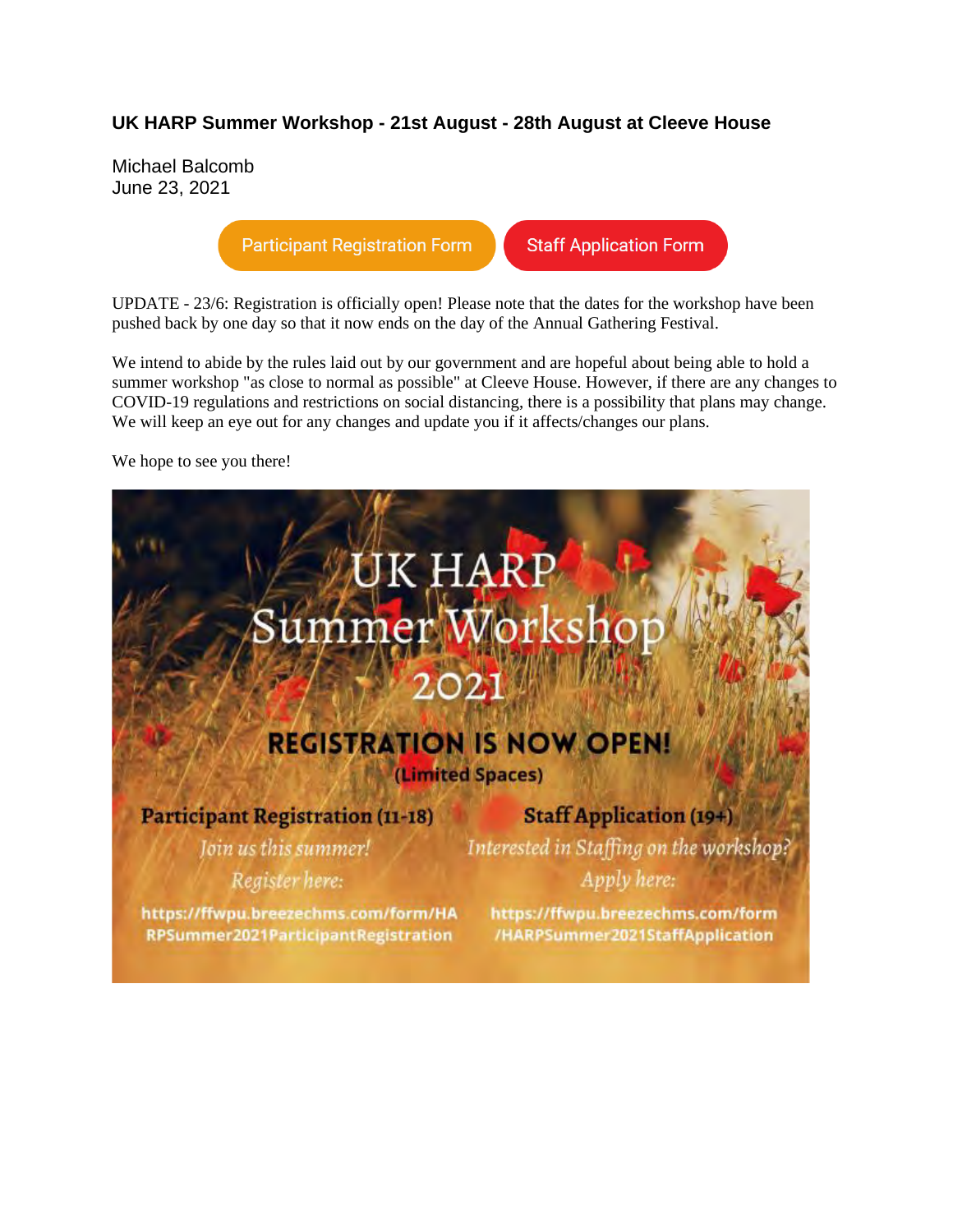### UK HARP Summer Workshop - 21st August - 28th August at Cleeve House

Michael Balcomb
June 23, 2021

Participant Registration Form | Staff Application Form

UPDATE - 23/6: Registration is officially open! Please note that the dates for the workshop have been pushed back by one day so that it now ends on the day of the Annual Gathering Festival.

We intend to abide by the rules laid out by our government and are hopeful about being able to hold a summer workshop "as close to normal as possible" at Cleeve House. However, if there are any changes to COVID-19 regulations and restrictions on social distancing, there is a possibility that plans may change. We will keep an eye out for any changes and update you if it affects/changes our plans.

We hope to see you there!

UK HARP
Summer Workshop
2021

**REGISTRATION IS NOW OPEN!**
**(Limited Spaces)**

**Participant Registration (11-18)**
*Join us this summer!*
*Register here:*
https://ffwpu.breezechms.com/form/HARPSummer2021ParticipantRegistration

**Staff Application (19+)**
*Interested in Staffing on the workshop?*
*Apply here:*
https://ffwpu.breezechms.com/form/HARPSummer2021StaffApplication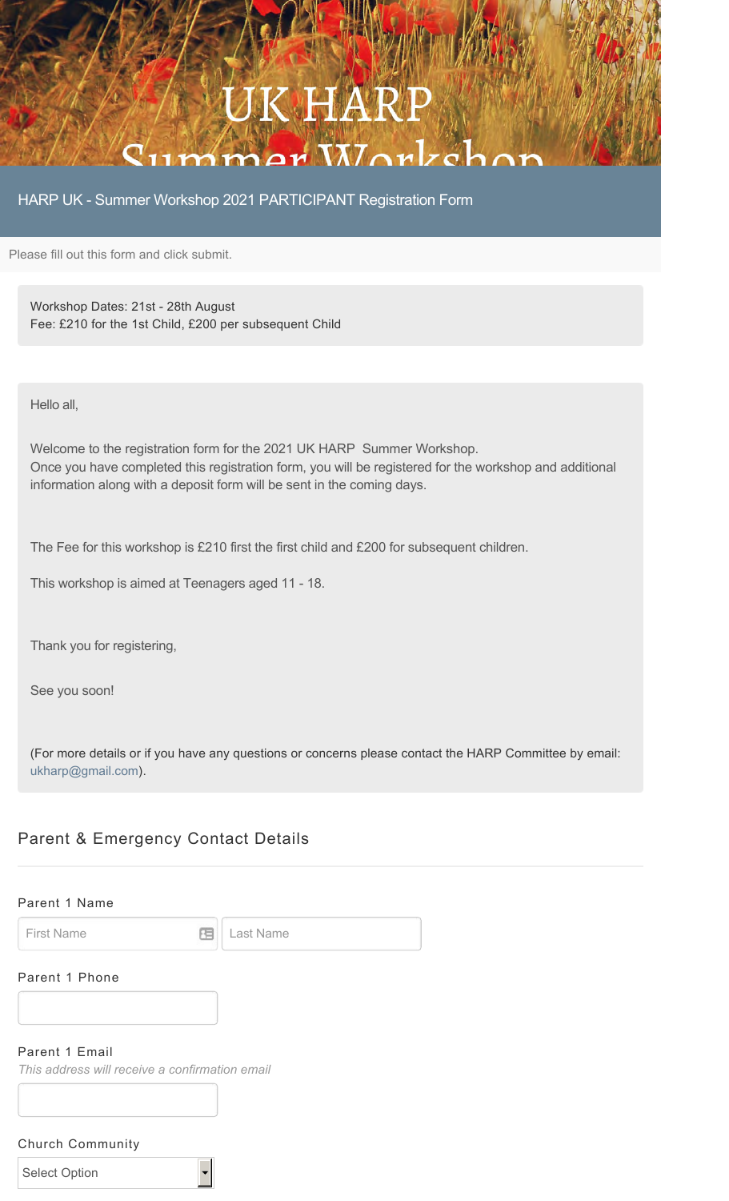# UK HARP Summer Workshop

## HARP UK - Summer Workshop 2021 PARTICIPANT Registration Form

Please fill out this form and click submit.

Workshop Dates: 21st - 28th August
Fee: £210 for the 1st Child, £200 per subsequent Child

Hello all,

Welcome to the registration form for the 2021 UK HARP Summer Workshop.
Once you have completed this registration form, you will be registered for the workshop and additional information along with a deposit form will be sent in the coming days.

The Fee for this workshop is £210 first the first child and £200 for subsequent children.

This workshop is aimed at Teenagers aged 11 - 18.

Thank you for registering,

See you soon!

(For more details or if you have any questions or concerns please contact the HARP Committee by email: ukharp@gmail.com).

### Parent & Emergency Contact Details

Parent 1 Name

First Name | Last Name

Parent 1 Phone

Parent 1 Email

*This address will receive a confirmation email*

Church Community

Select Option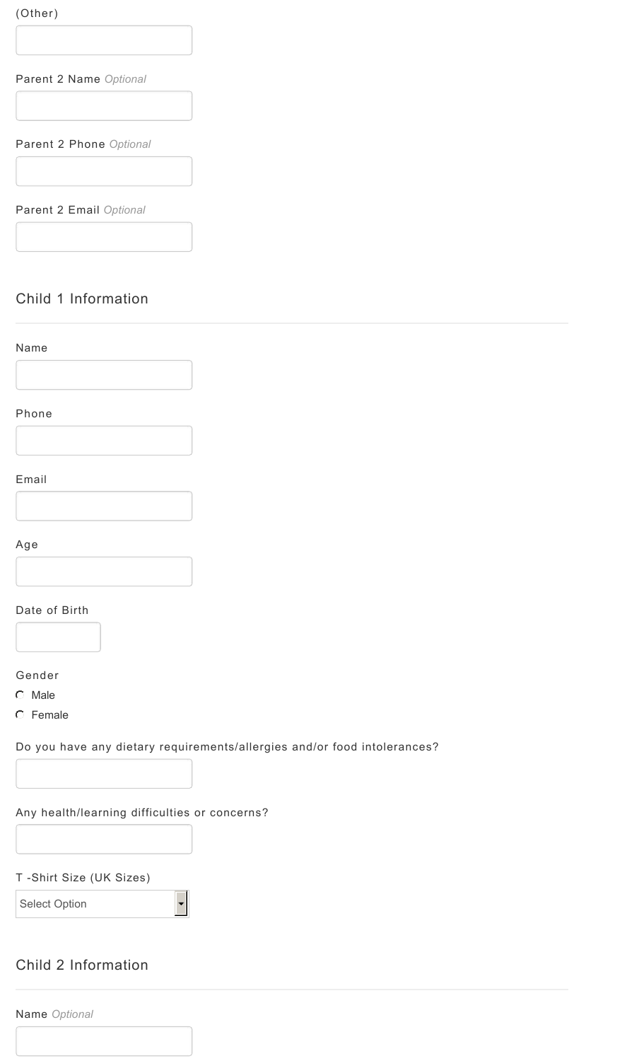(Other)

Parent 2 Name *Optional*

Parent 2 Phone *Optional*

Parent 2 Email *Optional*

## Child 1 Information

Name

Phone

Email

Age

Date of Birth

Gender

- Male
- Female

Do you have any dietary requirements/allergies and/or food intolerances?

Any health/learning difficulties or concerns?

T -Shirt Size (UK Sizes)

Select Option

## Child 2 Information

Name *Optional*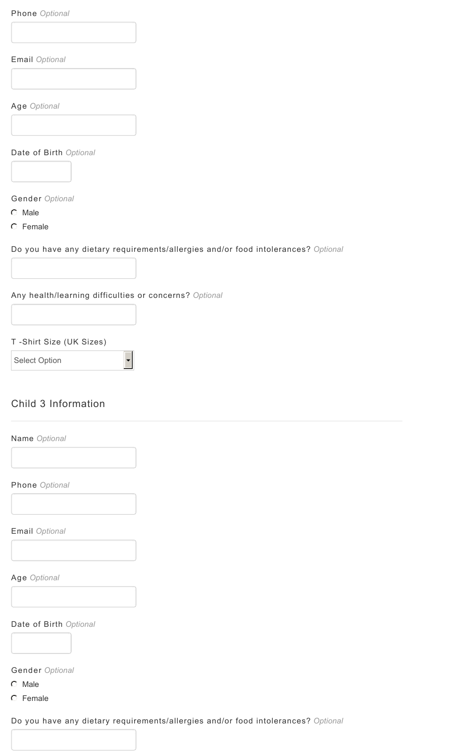Phone *Optional*

Email *Optional*

Age *Optional*

Date of Birth *Optional*

Gender *Optional*

- Male
- Female

Do you have any dietary requirements/allergies and/or food intolerances? *Optional*

Any health/learning difficulties or concerns? *Optional*

T -Shirt Size (UK Sizes)

Select Option

## Child 3 Information

Name *Optional*

Phone *Optional*

Email *Optional*

Age *Optional*

Date of Birth *Optional*

Gender *Optional*

- Male
- Female

Do you have any dietary requirements/allergies and/or food intolerances? *Optional*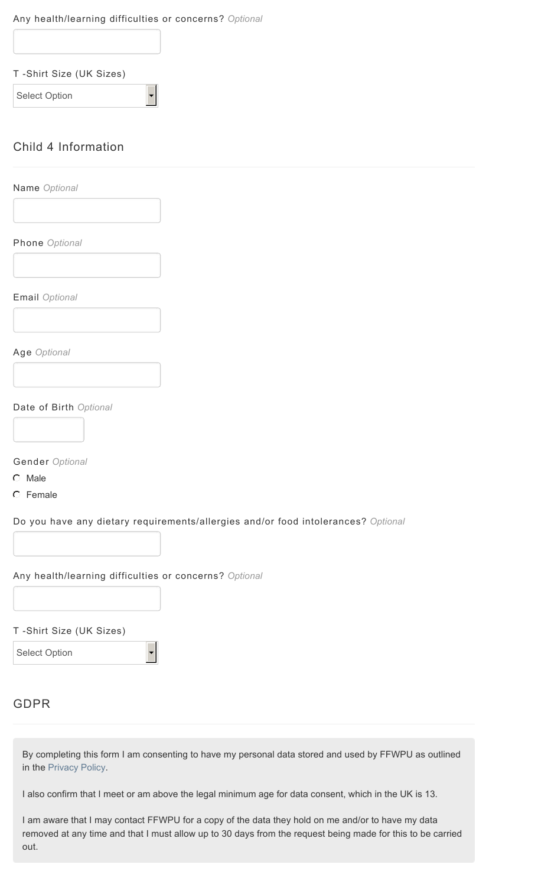Any health/learning difficulties or concerns? *Optional*

T -Shirt Size (UK Sizes)

Select Option

## Child 4 Information

Name *Optional*

Phone *Optional*

Email *Optional*

Age *Optional*

Date of Birth *Optional*

Gender *Optional*

- Male
- Female

Do you have any dietary requirements/allergies and/or food intolerances? *Optional*

Any health/learning difficulties or concerns? *Optional*

T -Shirt Size (UK Sizes)

Select Option

## GDPR

By completing this form I am consenting to have my personal data stored and used by FFWPU as outlined in the Privacy Policy.

I also confirm that I meet or am above the legal minimum age for data consent, which in the UK is 13.

I am aware that I may contact FFWPU for a copy of the data they hold on me and/or to have my data removed at any time and that I must allow up to 30 days from the request being made for this to be carried out.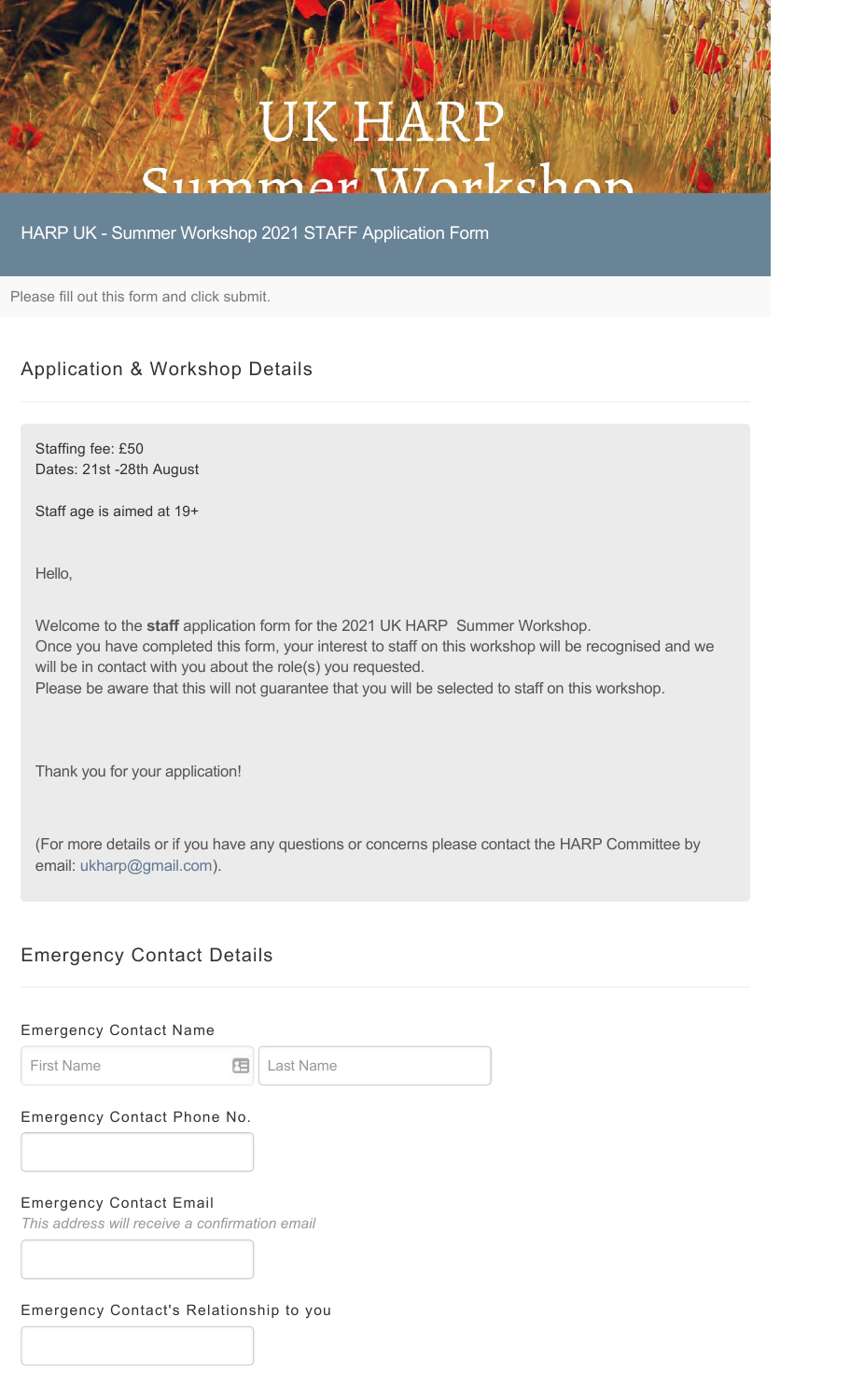# UK HARP Summer Workshop

HARP UK - Summer Workshop 2021 STAFF Application Form

Please fill out this form and click submit.

## Application & Workshop Details

Staffing fee: £50
Dates: 21st -28th August

Staff age is aimed at 19+

Hello,

Welcome to the **staff** application form for the 2021 UK HARP Summer Workshop.
Once you have completed this form, your interest to staff on this workshop will be recognised and we will be in contact with you about the role(s) you requested.
Please be aware that this will not guarantee that you will be selected to staff on this workshop.

Thank you for your application!

(For more details or if you have any questions or concerns please contact the HARP Committee by email: ukharp@gmail.com).

## Emergency Contact Details

Emergency Contact Name

First Name | Last Name

Emergency Contact Phone No.

Emergency Contact Email
*This address will receive a confirmation email*

Emergency Contact's Relationship to you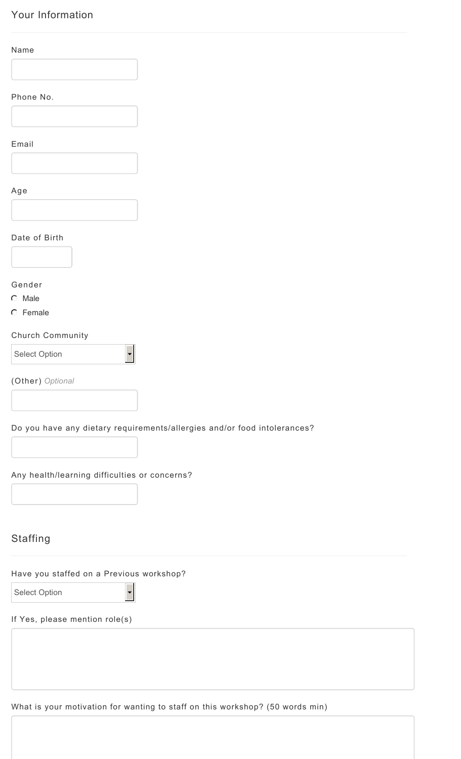## Your Information

Name

Phone No.

Email

Age

Date of Birth

Gender

- Male
- Female

Church Community

Select Option

(Other) *Optional*

Do you have any dietary requirements/allergies and/or food intolerances?

Any health/learning difficulties or concerns?

## Staffing

Have you staffed on a Previous workshop?

Select Option

If Yes, please mention role(s)

What is your motivation for wanting to staff on this workshop? (50 words min)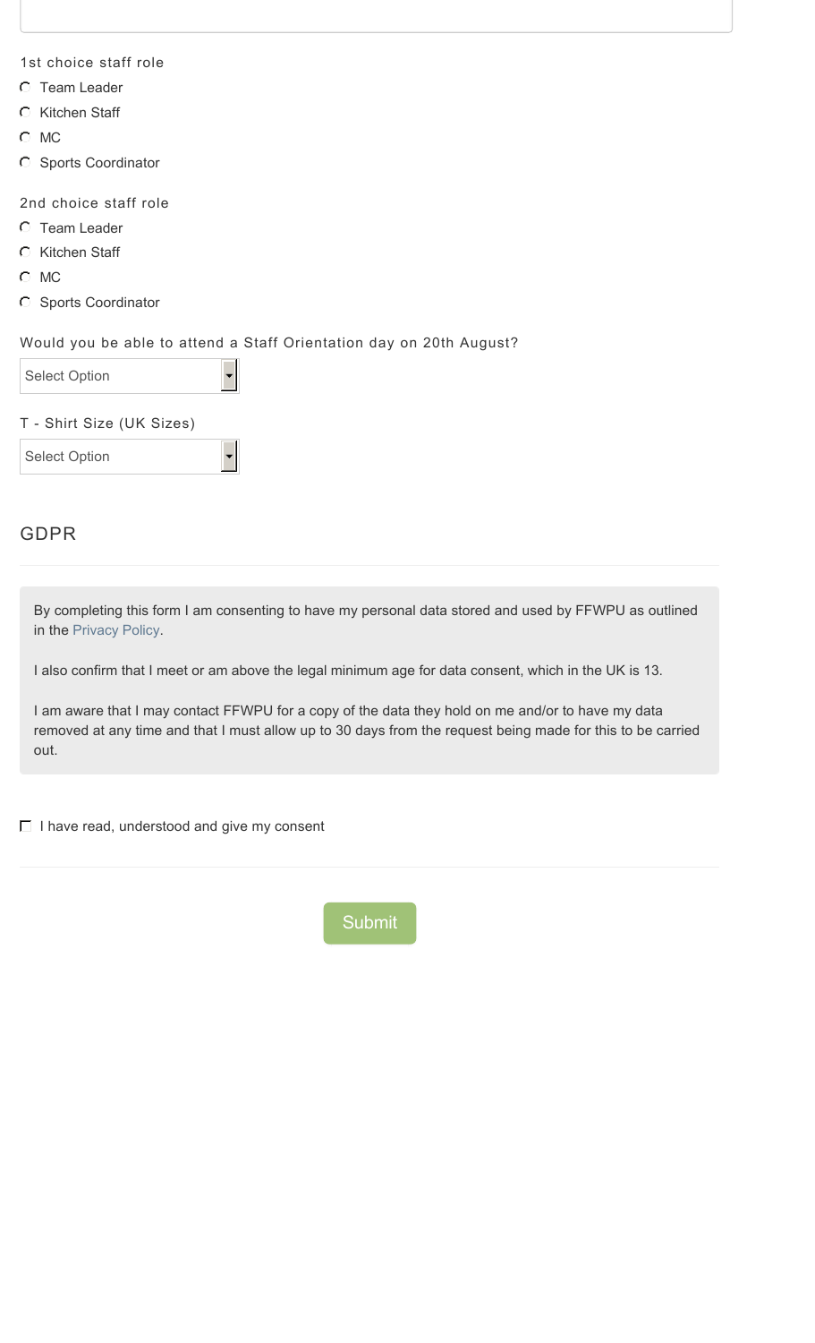1st choice staff role

- Team Leader
- Kitchen Staff
- MC
- Sports Coordinator

2nd choice staff role

- Team Leader
- Kitchen Staff
- MC
- Sports Coordinator

Would you be able to attend a Staff Orientation day on 20th August?

Select Option

T - Shirt Size (UK Sizes)

Select Option

## GDPR

By completing this form I am consenting to have my personal data stored and used by FFWPU as outlined in the Privacy Policy.

I also confirm that I meet or am above the legal minimum age for data consent, which in the UK is 13.

I am aware that I may contact FFWPU for a copy of the data they hold on me and/or to have my data removed at any time and that I must allow up to 30 days from the request being made for this to be carried out.

- [ ] I have read, understood and give my consent

Submit